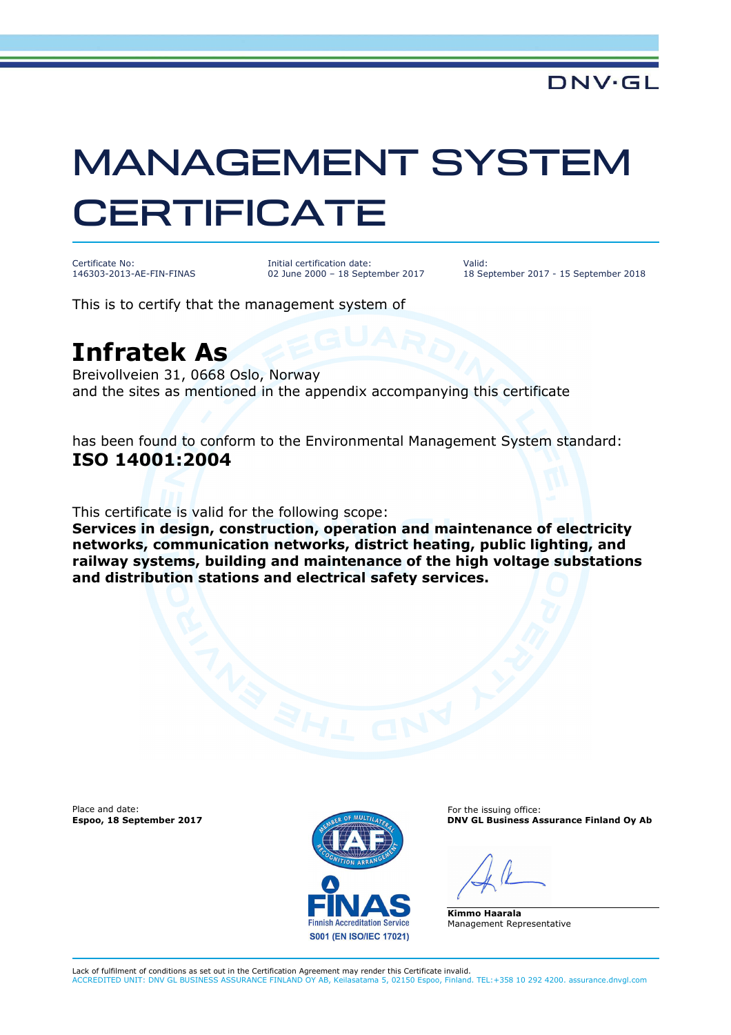DNV·GL

# MANAGEMENT SYSTEM CERTIFICATE

Certificate No:
146303-2013-AE-FIN-FINAS

Initial certification date:
02 June 2000 – 18 September 2017

Valid:
18 September 2017 - 15 September 2018

This is to certify that the management system of

## Infratek As

Breivollveien 31, 0668 Oslo, Norway
and the sites as mentioned in the appendix accompanying this certificate

has been found to conform to the Environmental Management System standard:
**ISO 14001:2004**

This certificate is valid for the following scope:
**Services in design, construction, operation and maintenance of electricity networks, communication networks, district heating, public lighting, and railway systems, building and maintenance of the high voltage substations and distribution stations and electrical safety services.**

Place and date:
**Espoo, 18 September 2017**

IAF – Member of Multilateral Recognition Arrangement
FINAS – Finnish Accreditation Service
S001 (EN ISO/IEC 17021)

For the issuing office:
**DNV GL Business Assurance Finland Oy Ab**

**Kimmo Haarala**
Management Representative

Lack of fulfilment of conditions as set out in the Certification Agreement may render this Certificate invalid.
ACCREDITED UNIT: DNV GL BUSINESS ASSURANCE FINLAND OY AB, Keilasatama 5, 02150 Espoo, Finland. TEL:+358 10 292 4200. assurance.dnvgl.com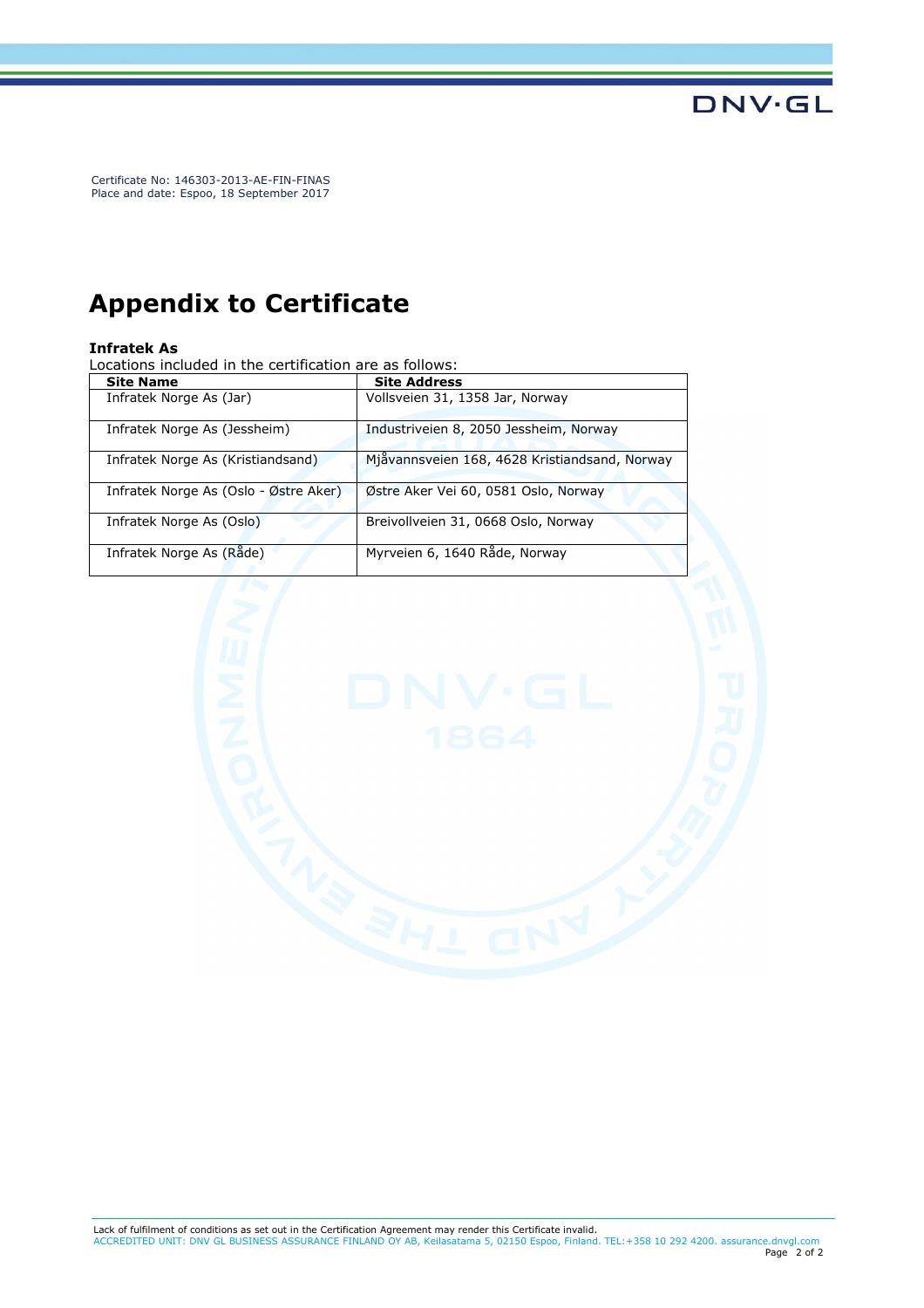Certificate No: 146303-2013-AE-FIN-FINAS
Place and date: Espoo, 18 September 2017

# Appendix to Certificate

**Infratek As**
Locations included in the certification are as follows:

| Site Name | Site Address |
|---|---|
| Infratek Norge As (Jar) | Vollsveien 31, 1358 Jar, Norway |
| Infratek Norge As (Jessheim) | Industriveien 8, 2050 Jessheim, Norway |
| Infratek Norge As (Kristiandsand) | Mjåvannsveien 168, 4628 Kristiandsand, Norway |
| Infratek Norge As (Oslo - Østre Aker) | Østre Aker Vei 60, 0581 Oslo, Norway |
| Infratek Norge As (Oslo) | Breivollveien 31, 0668 Oslo, Norway |
| Infratek Norge As (Råde) | Myrveien 6, 1640 Råde, Norway |

Lack of fulfilment of conditions as set out in the Certification Agreement may render this Certificate invalid.
ACCREDITED UNIT: DNV GL BUSINESS ASSURANCE FINLAND OY AB, Keilasatama 5, 02150 Espoo, Finland. TEL:+358 10 292 4200. assurance.dnvgl.com